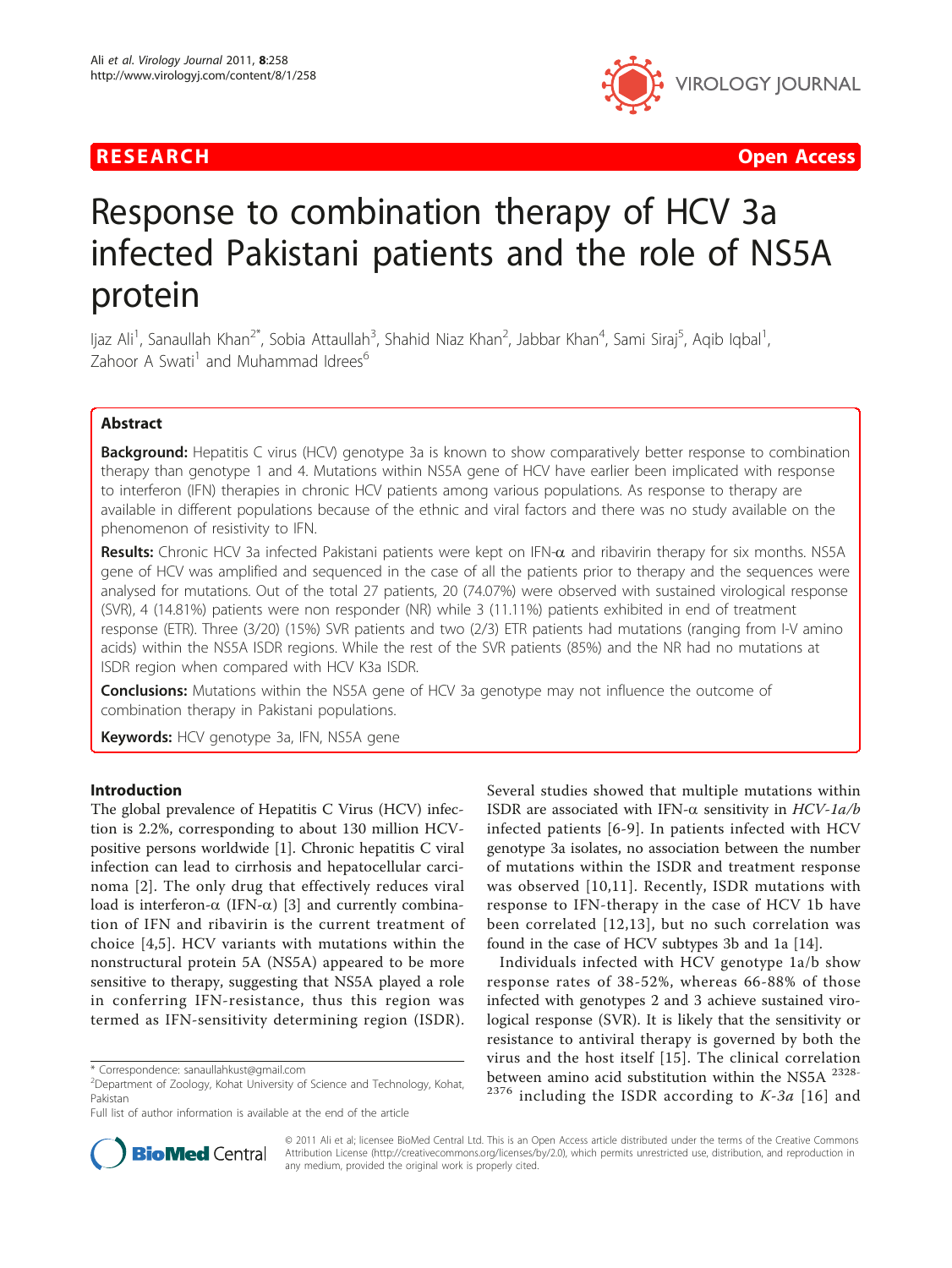# Response to combination therapy of HCV 3a infected Pakistani patients and the role of NS5A protein

Ijaz Ali[1], Sanaullah Khan[2*], Sobia Attaullah[3], Shahid Niaz Khan[2], Jabbar Khan[4], Sami Siraj[5], Aqib Iqbal[1], Zahoor A Swati[1] and Muhammad Idrees[6]

## Abstract

**Background:** Hepatitis C virus (HCV) genotype 3a is known to show comparatively better response to combination therapy than genotype 1 and 4. Mutations within NS5A gene of HCV have earlier been implicated with response to interferon (IFN) therapies in chronic HCV patients among various populations. As response to therapy are available in different populations because of the ethnic and viral factors and there was no study available on the phenomenon of resistivity to IFN.

**Results:** Chronic HCV 3a infected Pakistani patients were kept on IFN-$\alpha$ and ribavirin therapy for six months. NS5A gene of HCV was amplified and sequenced in the case of all the patients prior to therapy and the sequences were analysed for mutations. Out of the total 27 patients, 20 (74.07%) were observed with sustained virological response (SVR), 4 (14.81%) patients were non responder (NR) while 3 (11.11%) patients exhibited in end of treatment response (ETR). Three (3/20) (15%) SVR patients and two (2/3) ETR patients had mutations (ranging from I-V amino acids) within the NS5A ISDR regions. While the rest of the SVR patients (85%) and the NR had no mutations at ISDR region when compared with HCV K3a ISDR.

**Conclusions:** Mutations within the NS5A gene of HCV 3a genotype may not influence the outcome of combination therapy in Pakistani populations.

**Keywords:** HCV genotype 3a, IFN, NS5A gene

## Introduction

The global prevalence of Hepatitis C Virus (HCV) infection is 2.2%, corresponding to about 130 million HCV-positive persons worldwide [1]. Chronic hepatitis C viral infection can lead to cirrhosis and hepatocellular carcinoma [2]. The only drug that effectively reduces viral load is interferon-$\alpha$ (IFN-$\alpha$) [3] and currently combination of IFN and ribavirin is the current treatment of choice [4,5]. HCV variants with mutations within the nonstructural protein 5A (NS5A) appeared to be more sensitive to therapy, suggesting that NS5A played a role in conferring IFN-resistance, thus this region was termed as IFN-sensitivity determining region (ISDR). Several studies showed that multiple mutations within ISDR are associated with IFN-$\alpha$ sensitivity in *HCV-1a/b* infected patients [6-9]. In patients infected with HCV genotype 3a isolates, no association between the number of mutations within the ISDR and treatment response was observed [10,11]. Recently, ISDR mutations with response to IFN-therapy in the case of HCV 1b have been correlated [12,13], but no such correlation was found in the case of HCV subtypes 3b and 1a [14].

Individuals infected with HCV genotype 1a/b show response rates of 38-52%, whereas 66-88% of those infected with genotypes 2 and 3 achieve sustained virological response (SVR). It is likely that the sensitivity or resistance to antiviral therapy is governed by both the virus and the host itself [15]. The clinical correlation between amino acid substitution within the NS5A [2328-2376] including the ISDR according to *K-3a* [16] and

* Correspondence: sanaullahkust@gmail.com
[2]Department of Zoology, Kohat University of Science and Technology, Kohat, Pakistan
Full list of author information is available at the end of the article

© 2011 Ali et al; licensee BioMed Central Ltd. This is an Open Access article distributed under the terms of the Creative Commons Attribution License (http://creativecommons.org/licenses/by/2.0), which permits unrestricted use, distribution, and reproduction in any medium, provided the original work is properly cited.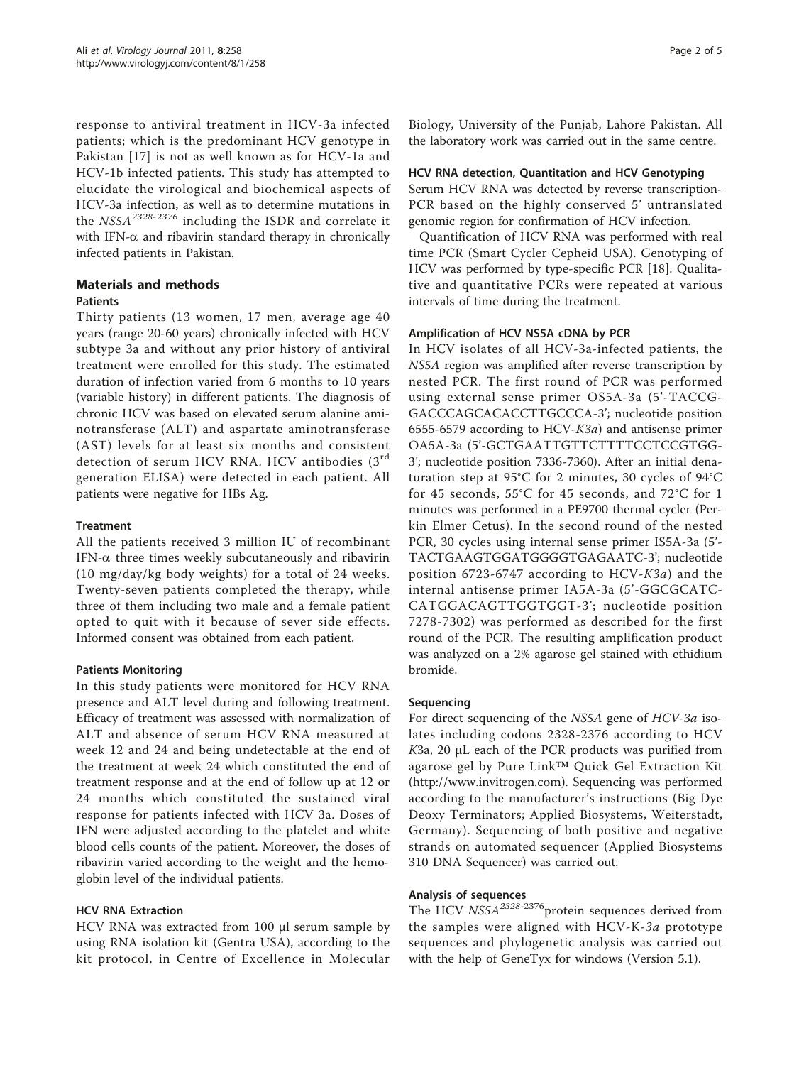response to antiviral treatment in HCV-3a infected patients; which is the predominant HCV genotype in Pakistan [17] is not as well known as for HCV-1a and HCV-1b infected patients. This study has attempted to elucidate the virological and biochemical aspects of HCV-3a infection, as well as to determine mutations in the *NS5A*$^{2328\text{-}2376}$ including the ISDR and correlate it with IFN-α and ribavirin standard therapy in chronically infected patients in Pakistan.

## Materials and methods

### Patients

Thirty patients (13 women, 17 men, average age 40 years (range 20-60 years) chronically infected with HCV subtype 3a and without any prior history of antiviral treatment were enrolled for this study. The estimated duration of infection varied from 6 months to 10 years (variable history) in different patients. The diagnosis of chronic HCV was based on elevated serum alanine aminotransferase (ALT) and aspartate aminotransferase (AST) levels for at least six months and consistent detection of serum HCV RNA. HCV antibodies (3[rd] generation ELISA) were detected in each patient. All patients were negative for HBs Ag.

### Treatment

All the patients received 3 million IU of recombinant IFN-α three times weekly subcutaneously and ribavirin (10 mg/day/kg body weights) for a total of 24 weeks. Twenty-seven patients completed the therapy, while three of them including two male and a female patient opted to quit with it because of sever side effects. Informed consent was obtained from each patient.

### Patients Monitoring

In this study patients were monitored for HCV RNA presence and ALT level during and following treatment. Efficacy of treatment was assessed with normalization of ALT and absence of serum HCV RNA measured at week 12 and 24 and being undetectable at the end of the treatment at week 24 which constituted the end of treatment response and at the end of follow up at 12 or 24 months which constituted the sustained viral response for patients infected with HCV 3a. Doses of IFN were adjusted according to the platelet and white blood cells counts of the patient. Moreover, the doses of ribavirin varied according to the weight and the hemoglobin level of the individual patients.

### HCV RNA Extraction

HCV RNA was extracted from 100 μl serum sample by using RNA isolation kit (Gentra USA), according to the kit protocol, in Centre of Excellence in Molecular Biology, University of the Punjab, Lahore Pakistan. All the laboratory work was carried out in the same centre.

### HCV RNA detection, Quantitation and HCV Genotyping

Serum HCV RNA was detected by reverse transcription-PCR based on the highly conserved 5' untranslated genomic region for confirmation of HCV infection.

Quantification of HCV RNA was performed with real time PCR (Smart Cycler Cepheid USA). Genotyping of HCV was performed by type-specific PCR [18]. Qualitative and quantitative PCRs were repeated at various intervals of time during the treatment.

### Amplification of HCV NS5A cDNA by PCR

In HCV isolates of all HCV-3a-infected patients, the *NS5A* region was amplified after reverse transcription by nested PCR. The first round of PCR was performed using external sense primer OS5A-3a (5'-TACCG-GACCCAGCACACCTTGCCCA-3'; nucleotide position 6555-6579 according to HCV-*K3a*) and antisense primer OA5A-3a (5'-GCTGAATTGTTCTTTTCCTCCGTGG-3'; nucleotide position 7336-7360). After an initial denaturation step at 95°C for 2 minutes, 30 cycles of 94°C for 45 seconds, 55°C for 45 seconds, and 72°C for 1 minutes was performed in a PE9700 thermal cycler (Perkin Elmer Cetus). In the second round of the nested PCR, 30 cycles using internal sense primer IS5A-3a (5'-TACTGAAGTGGATGGGGTGAGAATC-3'; nucleotide position 6723-6747 according to HCV-*K3a*) and the internal antisense primer IA5A-3a (5'-GGCGCATC-CATGGACAGTTGGTGGT-3'; nucleotide position 7278-7302) was performed as described for the first round of the PCR. The resulting amplification product was analyzed on a 2% agarose gel stained with ethidium bromide.

### Sequencing

For direct sequencing of the *NS5A* gene of *HCV-3a* isolates including codons 2328-2376 according to HCV *K*3a, 20 μL each of the PCR products was purified from agarose gel by Pure Link™ Quick Gel Extraction Kit (http://www.invitrogen.com). Sequencing was performed according to the manufacturer's instructions (Big Dye Deoxy Terminators; Applied Biosystems, Weiterstadt, Germany). Sequencing of both positive and negative strands on automated sequencer (Applied Biosystems 310 DNA Sequencer) was carried out.

### Analysis of sequences

The HCV *NS5A*$^{2328\text{-}2376}$protein sequences derived from the samples were aligned with HCV-K-*3a* prototype sequences and phylogenetic analysis was carried out with the help of GeneTyx for windows (Version 5.1).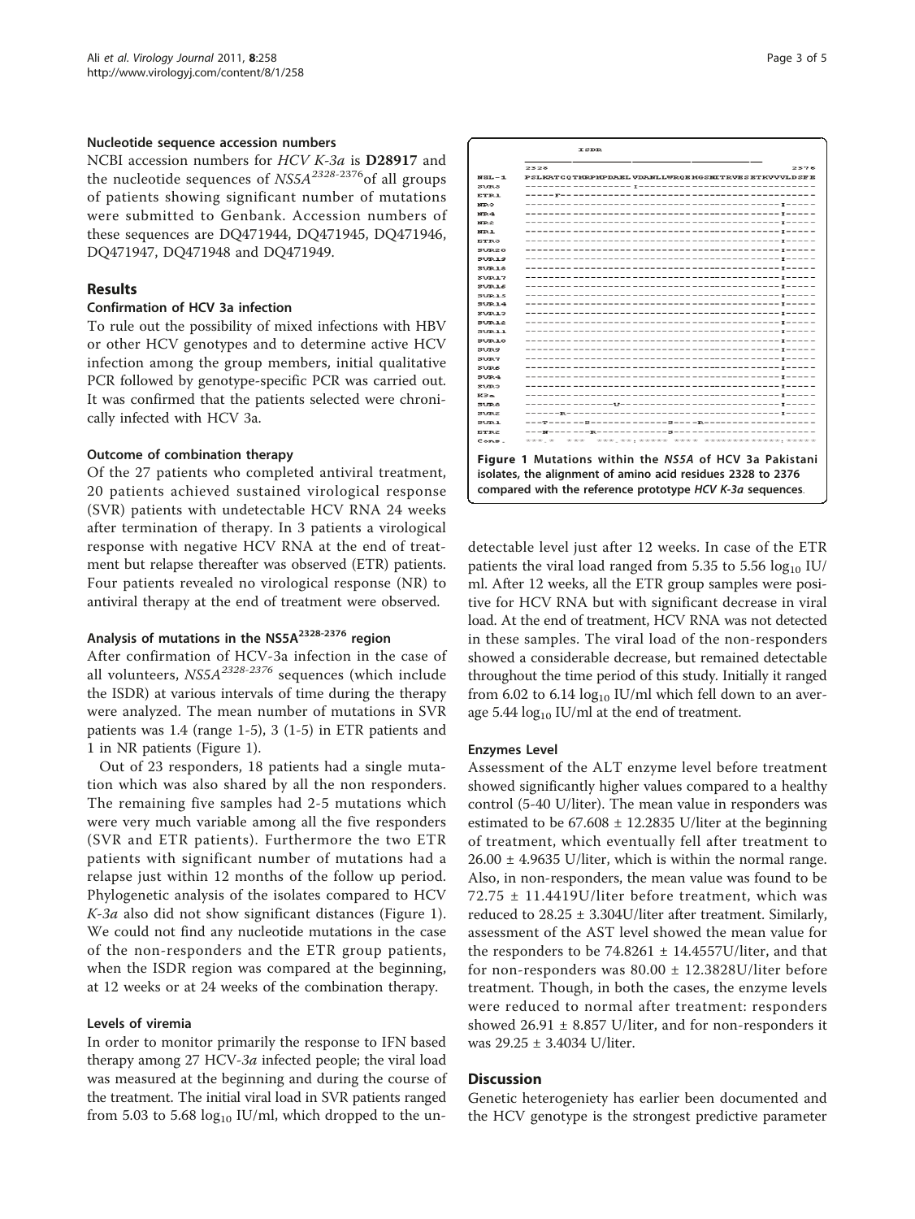#### Nucleotide sequence accession numbers

NCBI accession numbers for *HCV K-3a* is **D28917** and the nucleotide sequences of $NS5A^{2328-2376}$ of all groups of patients showing significant number of mutations were submitted to Genbank. Accession numbers of these sequences are DQ471944, DQ471945, DQ471946, DQ471947, DQ471948 and DQ471949.

## Results

#### Confirmation of HCV 3a infection

To rule out the possibility of mixed infections with HBV or other HCV genotypes and to determine active HCV infection among the group members, initial qualitative PCR followed by genotype-specific PCR was carried out. It was confirmed that the patients selected were chronically infected with HCV 3a.

#### Outcome of combination therapy

Of the 27 patients who completed antiviral treatment, 20 patients achieved sustained virological response (SVR) patients with undetectable HCV RNA 24 weeks after termination of therapy. In 3 patients a virological response with negative HCV RNA at the end of treatment but relapse thereafter was observed (ETR) patients. Four patients revealed no virological response (NR) to antiviral therapy at the end of treatment were observed.

#### Analysis of mutations in the $NS5A^{2328-2376}$ region

After confirmation of HCV-3a infection in the case of all volunteers, $NS5A^{2328-2376}$ sequences (which include the ISDR) at various intervals of time during the therapy were analyzed. The mean number of mutations in SVR patients was 1.4 (range 1-5), 3 (1-5) in ETR patients and 1 in NR patients (Figure 1).

Out of 23 responders, 18 patients had a single mutation which was also shared by all the non responders. The remaining five samples had 2-5 mutations which were very much variable among all the five responders (SVR and ETR patients). Furthermore the two ETR patients with significant number of mutations had a relapse just within 12 months of the follow up period. Phylogenetic analysis of the isolates compared to HCV *K-3a* also did not show significant distances (Figure 1). We could not find any nucleotide mutations in the case of the non-responders and the ETR group patients, when the ISDR region was compared at the beginning, at 12 weeks or at 24 weeks of the combination therapy.

#### Levels of viremia

In order to monitor primarily the response to IFN based therapy among 27 HCV-*3a* infected people; the viral load was measured at the beginning and during the course of the treatment. The initial viral load in SVR patients ranged from 5.03 to 5.68 $\log_{10}$ IU/ml, which dropped to the undetectable level just after 12 weeks. In case of the ETR patients the viral load ranged from 5.35 to 5.56 $\log_{10}$ IU/ml. After 12 weeks, all the ETR group samples were positive for HCV RNA but with significant decrease in viral load. At the end of treatment, HCV RNA was not detected in these samples. The viral load of the non-responders showed a considerable decrease, but remained detectable throughout the time period of this study. Initially it ranged from 6.02 to 6.14 $\log_{10}$ IU/ml which fell down to an average 5.44 $\log_{10}$ IU/ml at the end of treatment.

**Figure 1 Mutations within the *NS5A* of HCV 3a Pakistani isolates, the alignment of amino acid residues 2328 to 2376 compared with the reference prototype *HCV K-3a* sequences**.

#### Enzymes Level

Assessment of the ALT enzyme level before treatment showed significantly higher values compared to a healthy control (5-40 U/liter). The mean value in responders was estimated to be 67.608 ± 12.2835 U/liter at the beginning of treatment, which eventually fell after treatment to 26.00 ± 4.9635 U/liter, which is within the normal range. Also, in non-responders, the mean value was found to be 72.75 ± 11.4419U/liter before treatment, which was reduced to 28.25 ± 3.304U/liter after treatment. Similarly, assessment of the AST level showed the mean value for the responders to be 74.8261 ± 14.4557U/liter, and that for non-responders was 80.00 ± 12.3828U/liter before treatment. Though, in both the cases, the enzyme levels were reduced to normal after treatment: responders showed 26.91 ± 8.857 U/liter, and for non-responders it was 29.25 ± 3.4034 U/liter.

## Discussion

Genetic heterogeniety has earlier been documented and the HCV genotype is the strongest predictive parameter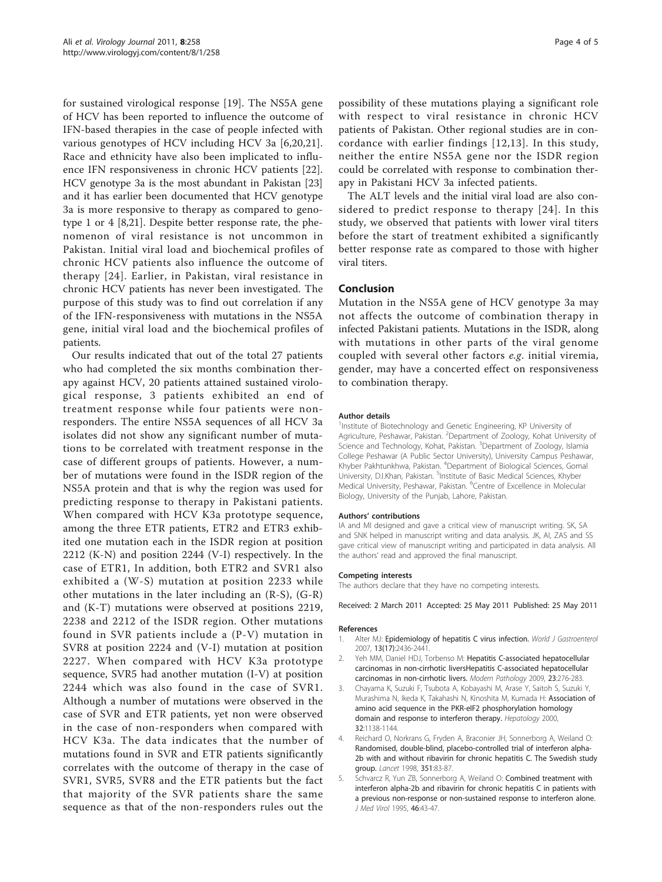for sustained virological response [19]. The NS5A gene of HCV has been reported to influence the outcome of IFN-based therapies in the case of people infected with various genotypes of HCV including HCV 3a [6,20,21]. Race and ethnicity have also been implicated to influence IFN responsiveness in chronic HCV patients [22]. HCV genotype 3a is the most abundant in Pakistan [23] and it has earlier been documented that HCV genotype 3a is more responsive to therapy as compared to genotype 1 or 4 [8,21]. Despite better response rate, the phenomenon of viral resistance is not uncommon in Pakistan. Initial viral load and biochemical profiles of chronic HCV patients also influence the outcome of therapy [24]. Earlier, in Pakistan, viral resistance in chronic HCV patients has never been investigated. The purpose of this study was to find out correlation if any of the IFN-responsiveness with mutations in the NS5A gene, initial viral load and the biochemical profiles of patients.

Our results indicated that out of the total 27 patients who had completed the six months combination therapy against HCV, 20 patients attained sustained virological response, 3 patients exhibited an end of treatment response while four patients were non-responders. The entire NS5A sequences of all HCV 3a isolates did not show any significant number of mutations to be correlated with treatment response in the case of different groups of patients. However, a number of mutations were found in the ISDR region of the NS5A protein and that is why the region was used for predicting response to therapy in Pakistani patients. When compared with HCV K3a prototype sequence, among the three ETR patients, ETR2 and ETR3 exhibited one mutation each in the ISDR region at position 2212 (K-N) and position 2244 (V-I) respectively. In the case of ETR1, In addition, both ETR2 and SVR1 also exhibited a (W-S) mutation at position 2233 while other mutations in the later including an (R-S), (G-R) and (K-T) mutations were observed at positions 2219, 2238 and 2212 of the ISDR region. Other mutations found in SVR patients include a (P-V) mutation in SVR8 at position 2224 and (V-I) mutation at position 2227. When compared with HCV K3a prototype sequence, SVR5 had another mutation (I-V) at position 2244 which was also found in the case of SVR1. Although a number of mutations were observed in the case of SVR and ETR patients, yet non were observed in the case of non-responders when compared with HCV K3a. The data indicates that the number of mutations found in SVR and ETR patients significantly correlates with the outcome of therapy in the case of SVR1, SVR5, SVR8 and the ETR patients but the fact that majority of the SVR patients share the same sequence as that of the non-responders rules out the possibility of these mutations playing a significant role with respect to viral resistance in chronic HCV patients of Pakistan. Other regional studies are in concordance with earlier findings [12,13]. In this study, neither the entire NS5A gene nor the ISDR region could be correlated with response to combination therapy in Pakistani HCV 3a infected patients.

The ALT levels and the initial viral load are also considered to predict response to therapy [24]. In this study, we observed that patients with lower viral titers before the start of treatment exhibited a significantly better response rate as compared to those with higher viral titers.

## Conclusion

Mutation in the NS5A gene of HCV genotype 3a may not affects the outcome of combination therapy in infected Pakistani patients. Mutations in the ISDR, along with mutations in other parts of the viral genome coupled with several other factors *e.g.* initial viremia, gender, may have a concerted effect on responsiveness to combination therapy.

#### Author details

[1]Institute of Biotechnology and Genetic Engineering, KP University of Agriculture, Peshawar, Pakistan. [2]Department of Zoology, Kohat University of Science and Technology, Kohat, Pakistan. [3]Department of Zoology, Islamia College Peshawar (A Public Sector University), University Campus Peshawar, Khyber Pakhtunkhwa, Pakistan. [4]Department of Biological Sciences, Gomal University, D.I.Khan, Pakistan. [5]Institute of Basic Medical Sciences, Khyber Medical University, Peshawar, Pakistan. [6]Centre of Excellence in Molecular Biology, University of the Punjab, Lahore, Pakistan.

#### Authors' contributions

IA and MI designed and gave a critical view of manuscript writing. SK, SA and SNK helped in manuscript writing and data analysis. JK, AI, ZAS and SS gave critical view of manuscript writing and participated in data analysis. All the authors' read and approved the final manuscript.

#### Competing interests

The authors declare that they have no competing interests.

Received: 2 March 2011 Accepted: 25 May 2011 Published: 25 May 2011

#### References

1. Alter MJ: **Epidemiology of hepatitis C virus infection.** *World J Gastroenterol* 2007, **13(17)**:2436-2441.
2. Yeh MM, Daniel HDJ, Torbenso M: **Hepatitis C-associated hepatocellular carcinomas in non-cirrhotic liversHepatitis C-associated hepatocellular carcinomas in non-cirrhotic livers.** *Modern Pathology* 2009, **23**:276-283.
3. Chayama K, Suzuki F, Tsubota A, Kobayashi M, Arase Y, Saitoh S, Suzuki Y, Murashima N, Ikeda K, Takahashi N, Kinoshita M, Kumada H: **Association of amino acid sequence in the PKR-eIF2 phosphorylation homology domain and response to interferon therapy.** *Hepatology* 2000, **32**:1138-1144.
4. Reichard O, Norkrans G, Fryden A, Braconier JH, Sonnerborg A, Weiland O: **Randomised, double-blind, placebo-controlled trial of interferon alpha-2b with and without ribavirin for chronic hepatitis C. The Swedish study group.** *Lancet* 1998, **351**:83-87.
5. Schvarcz R, Yun ZB, Sonnerborg A, Weiland O: **Combined treatment with interferon alpha-2b and ribavirin for chronic hepatitis C in patients with a previous non-response or non-sustained response to interferon alone.** *J Med Virol* 1995, **46**:43-47.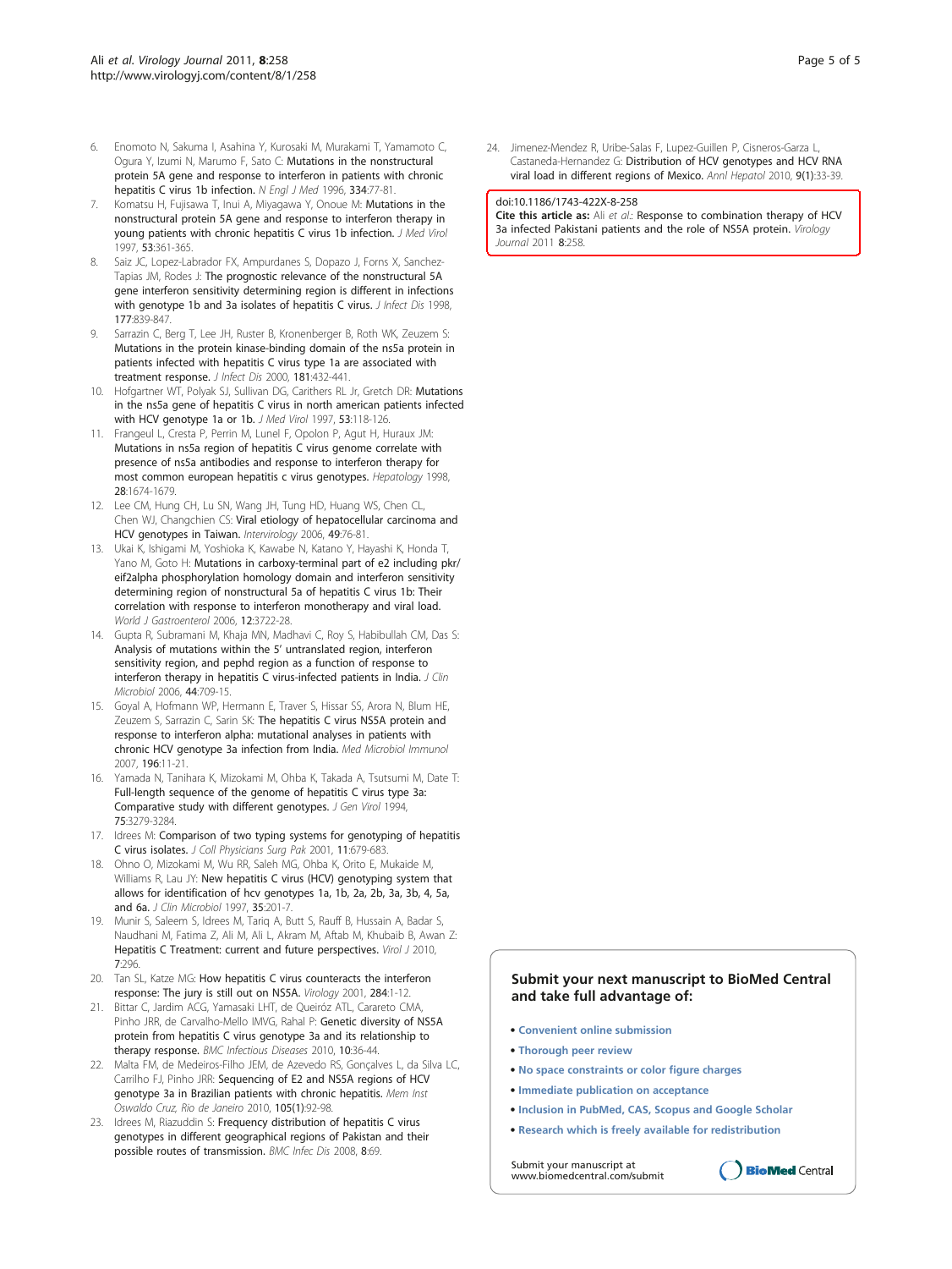6. Enomoto N, Sakuma I, Asahina Y, Kurosaki M, Murakami T, Yamamoto C, Ogura Y, Izumi N, Marumo F, Sato C: **Mutations in the nonstructural protein 5A gene and response to interferon in patients with chronic hepatitis C virus 1b infection.** *N Engl J Med* 1996, **334**:77-81.
7. Komatsu H, Fujisawa T, Inui A, Miyagawa Y, Onoue M: **Mutations in the nonstructural protein 5A gene and response to interferon therapy in young patients with chronic hepatitis C virus 1b infection.** *J Med Virol* 1997, **53**:361-365.
8. Saiz JC, Lopez-Labrador FX, Ampurdanes S, Dopazo J, Forns X, Sanchez-Tapias JM, Rodes J: **The prognostic relevance of the nonstructural 5A gene interferon sensitivity determining region is different in infections with genotype 1b and 3a isolates of hepatitis C virus.** *J Infect Dis* 1998, **177**:839-847.
9. Sarrazin C, Berg T, Lee JH, Ruster B, Kronenberger B, Roth WK, Zeuzem S: **Mutations in the protein kinase-binding domain of the ns5a protein in patients infected with hepatitis C virus type 1a are associated with treatment response.** *J Infect Dis* 2000, **181**:432-441.
10. Hofgartner WT, Polyak SJ, Sullivan DG, Carithers RL Jr, Gretch DR: **Mutations in the ns5a gene of hepatitis C virus in north american patients infected with HCV genotype 1a or 1b.** *J Med Virol* 1997, **53**:118-126.
11. Frangeul L, Cresta P, Perrin M, Lunel F, Opolon P, Agut H, Huraux JM: **Mutations in ns5a region of hepatitis C virus genome correlate with presence of ns5a antibodies and response to interferon therapy for most common european hepatitis c virus genotypes.** *Hepatology* 1998, **28**:1674-1679.
12. Lee CM, Hung CH, Lu SN, Wang JH, Tung HD, Huang WS, Chen CL, Chen WJ, Changchien CS: **Viral etiology of hepatocellular carcinoma and HCV genotypes in Taiwan.** *Intervirology* 2006, **49**:76-81.
13. Ukai K, Ishigami M, Yoshioka K, Kawabe N, Katano Y, Hayashi K, Honda T, Yano M, Goto H: **Mutations in carboxy-terminal part of e2 including pkr/eif2alpha phosphorylation homology domain and interferon sensitivity determining region of nonstructural 5a of hepatitis C virus 1b: Their correlation with response to interferon monotherapy and viral load.** *World J Gastroenterol* 2006, **12**:3722-28.
14. Gupta R, Subramani M, Khaja MN, Madhavi C, Roy S, Habibullah CM, Das S: **Analysis of mutations within the 5' untranslated region, interferon sensitivity region, and pephd region as a function of response to interferon therapy in hepatitis C virus-infected patients in India.** *J Clin Microbiol* 2006, **44**:709-15.
15. Goyal A, Hofmann WP, Hermann E, Traver S, Hissar SS, Arora N, Blum HE, Zeuzem S, Sarrazin C, Sarin SK: **The hepatitis C virus NS5A protein and response to interferon alpha: mutational analyses in patients with chronic HCV genotype 3a infection from India.** *Med Microbiol Immunol* 2007, **196**:11-21.
16. Yamada N, Tanihara K, Mizokami M, Ohba K, Takada A, Tsutsumi M, Date T: **Full-length sequence of the genome of hepatitis C virus type 3a: Comparative study with different genotypes.** *J Gen Virol* 1994, **75**:3279-3284.
17. Idrees M: **Comparison of two typing systems for genotyping of hepatitis C virus isolates.** *J Coll Physicians Surg Pak* 2001, **11**:679-683.
18. Ohno O, Mizokami M, Wu RR, Saleh MG, Ohba K, Orito E, Mukaide M, Williams R, Lau JY: **New hepatitis C virus (HCV) genotyping system that allows for identification of hcv genotypes 1a, 1b, 2a, 2b, 3a, 3b, 4, 5a, and 6a.** *J Clin Microbiol* 1997, **35**:201-7.
19. Munir S, Saleem S, Idrees M, Tariq A, Butt S, Rauff B, Hussain A, Badar S, Naudhani M, Fatima Z, Ali M, Ali L, Akram M, Aftab M, Khubaib B, Awan Z: **Hepatitis C Treatment: current and future perspectives.** *Virol J* 2010, **7**:296.
20. Tan SL, Katze MG: **How hepatitis C virus counteracts the interferon response: The jury is still out on NS5A.** *Virology* 2001, **284**:1-12.
21. Bittar C, Jardim ACG, Yamasaki LHT, de Queiróz ATL, Carareto CMA, Pinho JRR, de Carvalho-Mello IMVG, Rahal P: **Genetic diversity of NS5A protein from hepatitis C virus genotype 3a and its relationship to therapy response.** *BMC Infectious Diseases* 2010, **10**:36-44.
22. Malta FM, de Medeiros-Filho JEM, de Azevedo RS, Gonçalves L, da Silva LC, Carrilho FJ, Pinho JRR: **Sequencing of E2 and NS5A regions of HCV genotype 3a in Brazilian patients with chronic hepatitis.** *Mem Inst Oswaldo Cruz, Rio de Janeiro* 2010, **105(1)**:92-98.
23. Idrees M, Riazuddin S: **Frequency distribution of hepatitis C virus genotypes in different geographical regions of Pakistan and their possible routes of transmission.** *BMC Infec Dis* 2008, **8**:69.
24. Jimenez-Mendez R, Uribe-Salas F, Lopez-Guillen P, Cisneros-Garza L, Castaneda-Hernandez G: **Distribution of HCV genotypes and HCV RNA viral load in different regions of Mexico.** *Annl Hepatol* 2010, **9(1)**:33-39.

doi:10.1186/1743-422X-8-258

**Cite this article as:** Ali *et al.*: Response to combination therapy of HCV 3a infected Pakistani patients and the role of NS5A protein. *Virology Journal* 2011 **8**:258.

**Submit your next manuscript to BioMed Central and take full advantage of:**

- **Convenient online submission**
- **Thorough peer review**
- **No space constraints or color figure charges**
- **Immediate publication on acceptance**
- **Inclusion in PubMed, CAS, Scopus and Google Scholar**
- **Research which is freely available for redistribution**

Submit your manuscript at www.biomedcentral.com/submit

BioMed Central